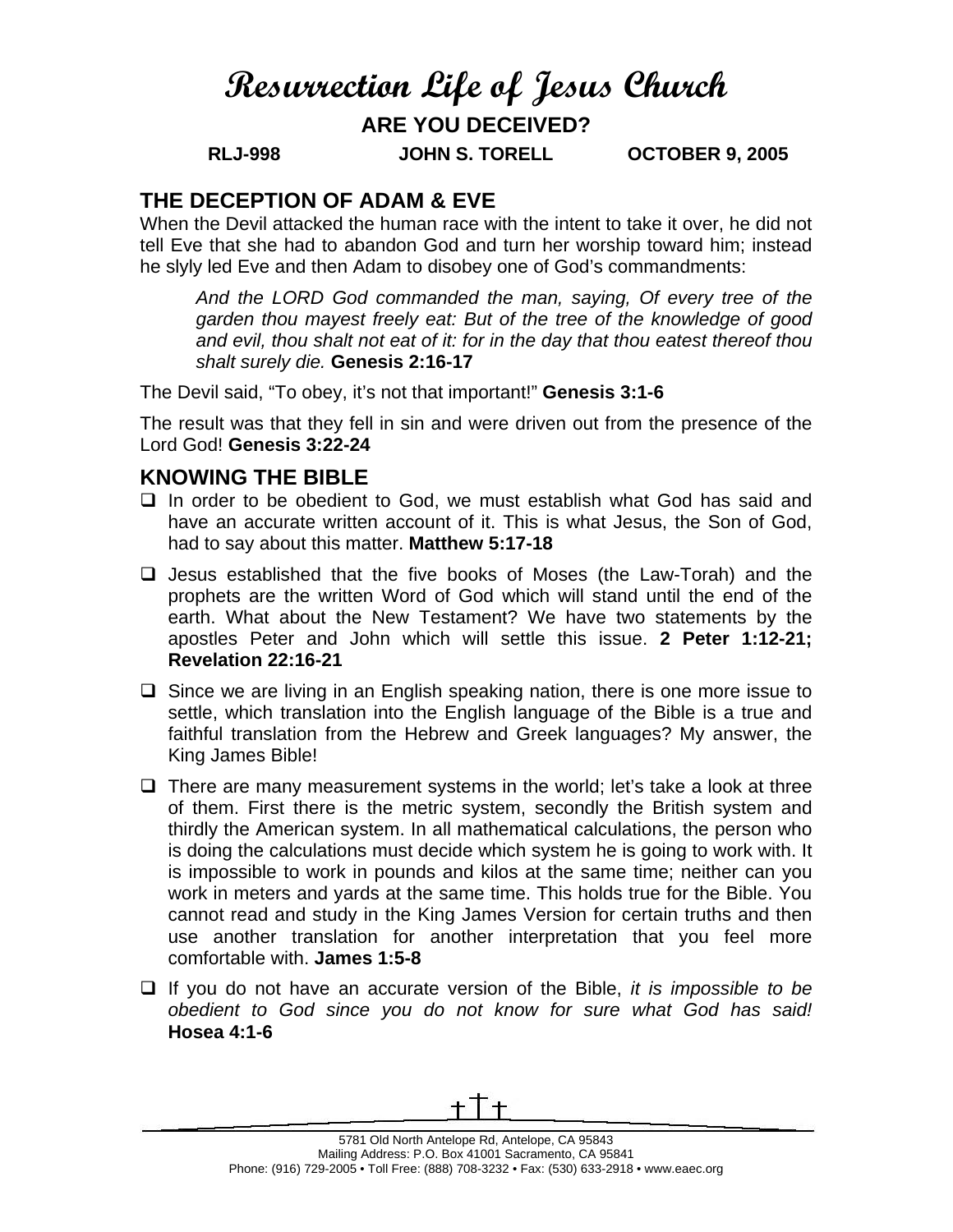# Resurrection Life of Jesus Church

## ARE YOU DECEIVED?

**RLJ-998 JOHN S. TORELL OCTOBER 9, 2005**

## THE DECEPTION OF ADAM & EVE

When the Devil attacked the human race with the intent to take it over, he did not tell Eve that she had to abandon God and turn her worship toward him; instead he slyly led Eve and then Adam to disobey one of God's commandments:

> *And the LORD God commanded the man, saying, Of every tree of the garden thou mayest freely eat: But of the tree of the knowledge of good and evil, thou shalt not eat of it: for in the day that thou eatest thereof thou shalt surely die.* **Genesis 2:16-17**

The Devil said, "To obey, it's not that important!" **Genesis 3:1-6**

The result was that they fell in sin and were driven out from the presence of the Lord God! **Genesis 3:22-24**

## KNOWING THE BIBLE

- In order to be obedient to God, we must establish what God has said and have an accurate written account of it. This is what Jesus, the Son of God, had to say about this matter. **Matthew 5:17-18**
- Jesus established that the five books of Moses (the Law-Torah) and the prophets are the written Word of God which will stand until the end of the earth. What about the New Testament? We have two statements by the apostles Peter and John which will settle this issue. **2 Peter 1:12-21; Revelation 22:16-21**
- Since we are living in an English speaking nation, there is one more issue to settle, which translation into the English language of the Bible is a true and faithful translation from the Hebrew and Greek languages? My answer, the King James Bible!
- There are many measurement systems in the world; let's take a look at three of them. First there is the metric system, secondly the British system and thirdly the American system. In all mathematical calculations, the person who is doing the calculations must decide which system he is going to work with. It is impossible to work in pounds and kilos at the same time; neither can you work in meters and yards at the same time. This holds true for the Bible. You cannot read and study in the King James Version for certain truths and then use another translation for another interpretation that you feel more comfortable with. **James 1:5-8**
- If you do not have an accurate version of the Bible, *it is impossible to be obedient to God since you do not know for sure what God has said!* **Hosea 4:1-6**

5781 Old North Antelope Rd, Antelope, CA 95843
Mailing Address: P.O. Box 41001 Sacramento, CA 95841
Phone: (916) 729-2005 • Toll Free: (888) 708-3232 • Fax: (530) 633-2918 • www.eaec.org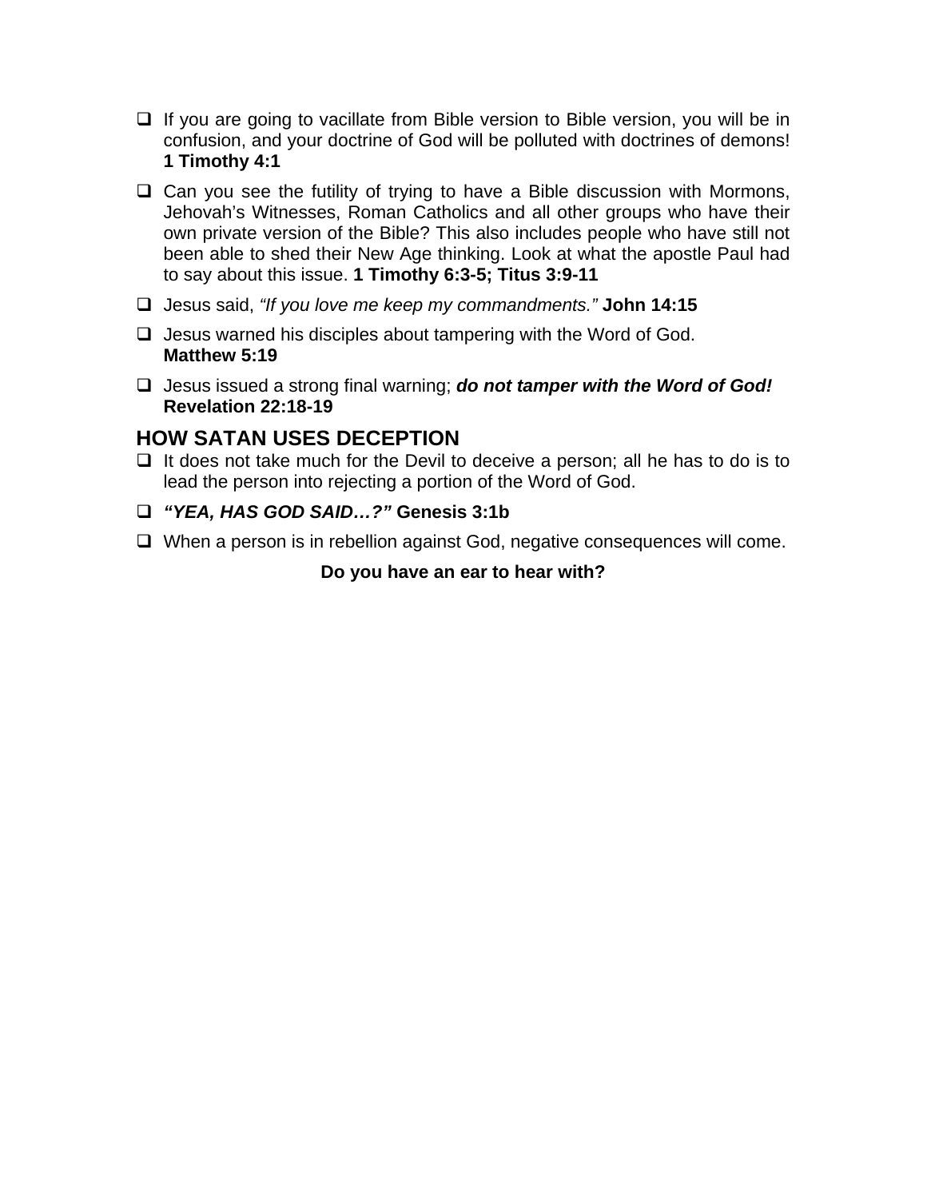- If you are going to vacillate from Bible version to Bible version, you will be in confusion, and your doctrine of God will be polluted with doctrines of demons! **1 Timothy 4:1**
- Can you see the futility of trying to have a Bible discussion with Mormons, Jehovah's Witnesses, Roman Catholics and all other groups who have their own private version of the Bible? This also includes people who have still not been able to shed their New Age thinking. Look at what the apostle Paul had to say about this issue. **1 Timothy 6:3-5; Titus 3:9-11**
- Jesus said, *"If you love me keep my commandments."* **John 14:15**
- Jesus warned his disciples about tampering with the Word of God. **Matthew 5:19**
- Jesus issued a strong final warning; ***do not tamper with the Word of God!*** **Revelation 22:18-19**

## HOW SATAN USES DECEPTION

- It does not take much for the Devil to deceive a person; all he has to do is to lead the person into rejecting a portion of the Word of God.
- ***"YEA, HAS GOD SAID…?"*** **Genesis 3:1b**
- When a person is in rebellion against God, negative consequences will come.

**Do you have an ear to hear with?**